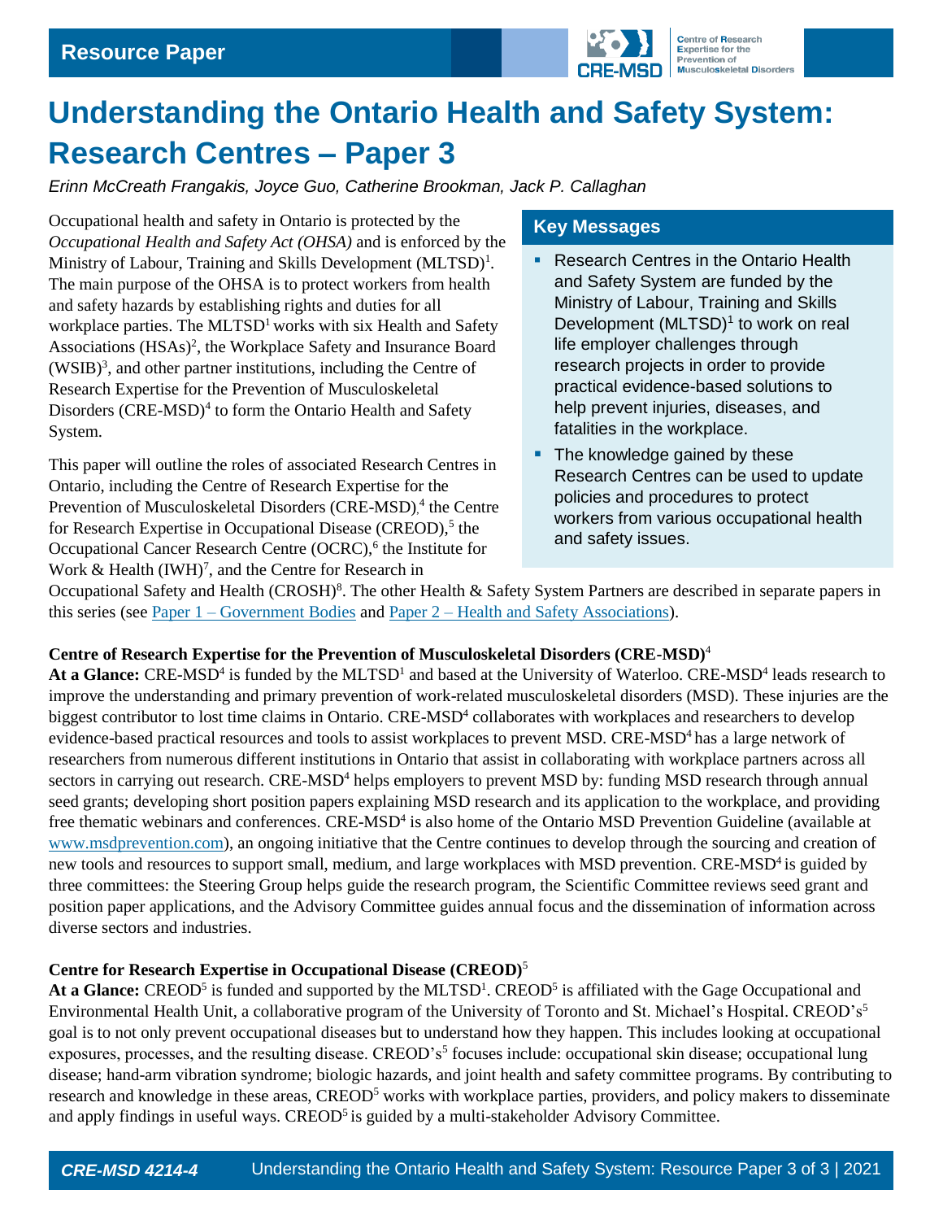Resource Paper

# Understanding the Ontario Health and Safety System: Research Centres – Paper 3

*Erinn McCreath Frangakis, Joyce Guo, Catherine Brookman, Jack P. Callaghan*

Occupational health and safety in Ontario is protected by the *Occupational Health and Safety Act (OHSA)* and is enforced by the Ministry of Labour, Training and Skills Development (MLTSD)[1]. The main purpose of the OHSA is to protect workers from health and safety hazards by establishing rights and duties for all workplace parties. The MLTSD[1] works with six Health and Safety Associations (HSAs)[2], the Workplace Safety and Insurance Board (WSIB)[3], and other partner institutions, including the Centre of Research Expertise for the Prevention of Musculoskeletal Disorders (CRE-MSD)[4] to form the Ontario Health and Safety System.

This paper will outline the roles of associated Research Centres in Ontario, including the Centre of Research Expertise for the Prevention of Musculoskeletal Disorders (CRE-MSD),[4] the Centre for Research Expertise in Occupational Disease (CREOD),[5] the Occupational Cancer Research Centre (OCRC),[6] the Institute for Work & Health (IWH)[7], and the Centre for Research in Occupational Safety and Health (CROSH)[8]. The other Health & Safety System Partners are described in separate papers in this series (see Paper 1 – Government Bodies and Paper 2 – Health and Safety Associations).

## Key Messages

- Research Centres in the Ontario Health and Safety System are funded by the Ministry of Labour, Training and Skills Development (MLTSD)[1] to work on real life employer challenges through research projects in order to provide practical evidence-based solutions to help prevent injuries, diseases, and fatalities in the workplace.
- The knowledge gained by these Research Centres can be used to update policies and procedures to protect workers from various occupational health and safety issues.

### Centre of Research Expertise for the Prevention of Musculoskeletal Disorders (CRE-MSD)[4]

**At a Glance:** CRE-MSD[4] is funded by the MLTSD[1] and based at the University of Waterloo. CRE-MSD[4] leads research to improve the understanding and primary prevention of work-related musculoskeletal disorders (MSD). These injuries are the biggest contributor to lost time claims in Ontario. CRE-MSD[4] collaborates with workplaces and researchers to develop evidence-based practical resources and tools to assist workplaces to prevent MSD. CRE-MSD[4] has a large network of researchers from numerous different institutions in Ontario that assist in collaborating with workplace partners across all sectors in carrying out research. CRE-MSD[4] helps employers to prevent MSD by: funding MSD research through annual seed grants; developing short position papers explaining MSD research and its application to the workplace, and providing free thematic webinars and conferences. CRE-MSD[4] is also home of the Ontario MSD Prevention Guideline (available at www.msdprevention.com), an ongoing initiative that the Centre continues to develop through the sourcing and creation of new tools and resources to support small, medium, and large workplaces with MSD prevention. CRE-MSD[4] is guided by three committees: the Steering Group helps guide the research program, the Scientific Committee reviews seed grant and position paper applications, and the Advisory Committee guides annual focus and the dissemination of information across diverse sectors and industries.

### Centre for Research Expertise in Occupational Disease (CREOD)[5]

**At a Glance:** CREOD[5] is funded and supported by the MLTSD[1]. CREOD[5] is affiliated with the Gage Occupational and Environmental Health Unit, a collaborative program of the University of Toronto and St. Michael's Hospital. CREOD's[5] goal is to not only prevent occupational diseases but to understand how they happen. This includes looking at occupational exposures, processes, and the resulting disease. CREOD's[5] focuses include: occupational skin disease; occupational lung disease; hand-arm vibration syndrome; biologic hazards, and joint health and safety committee programs. By contributing to research and knowledge in these areas, CREOD[5] works with workplace parties, providers, and policy makers to disseminate and apply findings in useful ways. CREOD[5] is guided by a multi-stakeholder Advisory Committee.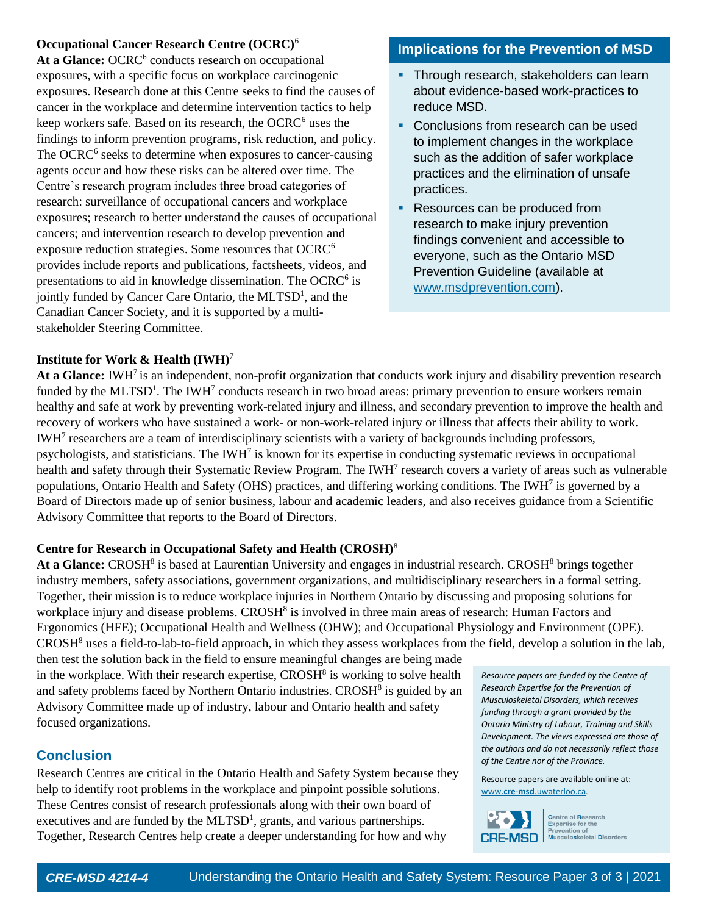**Occupational Cancer Research Centre (OCRC)**[6]

**At a Glance:** OCRC[6] conducts research on occupational exposures, with a specific focus on workplace carcinogenic exposures. Research done at this Centre seeks to find the causes of cancer in the workplace and determine intervention tactics to help keep workers safe. Based on its research, the OCRC[6] uses the findings to inform prevention programs, risk reduction, and policy. The OCRC[6] seeks to determine when exposures to cancer-causing agents occur and how these risks can be altered over time. The Centre's research program includes three broad categories of research: surveillance of occupational cancers and workplace exposures; research to better understand the causes of occupational cancers; and intervention research to develop prevention and exposure reduction strategies. Some resources that OCRC[6] provides include reports and publications, factsheets, videos, and presentations to aid in knowledge dissemination. The OCRC[6] is jointly funded by Cancer Care Ontario, the MLTSD[1], and the Canadian Cancer Society, and it is supported by a multi-stakeholder Steering Committee.

## Implications for the Prevention of MSD

- Through research, stakeholders can learn about evidence-based work-practices to reduce MSD.
- Conclusions from research can be used to implement changes in the workplace such as the addition of safer workplace practices and the elimination of unsafe practices.
- Resources can be produced from research to make injury prevention findings convenient and accessible to everyone, such as the Ontario MSD Prevention Guideline (available at www.msdprevention.com).

**Institute for Work & Health (IWH)**[7]

**At a Glance:** IWH[7] is an independent, non-profit organization that conducts work injury and disability prevention research funded by the MLTSD[1]. The IWH[7] conducts research in two broad areas: primary prevention to ensure workers remain healthy and safe at work by preventing work-related injury and illness, and secondary prevention to improve the health and recovery of workers who have sustained a work- or non-work-related injury or illness that affects their ability to work. IWH[7] researchers are a team of interdisciplinary scientists with a variety of backgrounds including professors, psychologists, and statisticians. The IWH[7] is known for its expertise in conducting systematic reviews in occupational health and safety through their Systematic Review Program. The IWH[7] research covers a variety of areas such as vulnerable populations, Ontario Health and Safety (OHS) practices, and differing working conditions. The IWH[7] is governed by a Board of Directors made up of senior business, labour and academic leaders, and also receives guidance from a Scientific Advisory Committee that reports to the Board of Directors.

**Centre for Research in Occupational Safety and Health (CROSH)**[8]

**At a Glance:** CROSH[8] is based at Laurentian University and engages in industrial research. CROSH[8] brings together industry members, safety associations, government organizations, and multidisciplinary researchers in a formal setting. Together, their mission is to reduce workplace injuries in Northern Ontario by discussing and proposing solutions for workplace injury and disease problems. CROSH[8] is involved in three main areas of research: Human Factors and Ergonomics (HFE); Occupational Health and Wellness (OHW); and Occupational Physiology and Environment (OPE). CROSH[8] uses a field-to-lab-to-field approach, in which they assess workplaces from the field, develop a solution in the lab, then test the solution back in the field to ensure meaningful changes are being made in the workplace. With their research expertise, CROSH[8] is working to solve health and safety problems faced by Northern Ontario industries. CROSH[8] is guided by an Advisory Committee made up of industry, labour and Ontario health and safety focused organizations.

## Conclusion

Research Centres are critical in the Ontario Health and Safety System because they help to identify root problems in the workplace and pinpoint possible solutions. These Centres consist of research professionals along with their own board of executives and are funded by the MLTSD[1], grants, and various partnerships. Together, Research Centres help create a deeper understanding for how and why

*Resource papers are funded by the Centre of Research Expertise for the Prevention of Musculoskeletal Disorders, which receives funding through a grant provided by the Ontario Ministry of Labour, Training and Skills Development. The views expressed are those of the authors and do not necessarily reflect those of the Centre nor of the Province.*

Resource papers are available online at: www.cre-msd.uwaterloo.ca.

CRE-MSD Centre of Research Expertise for the Prevention of Musculoskeletal Disorders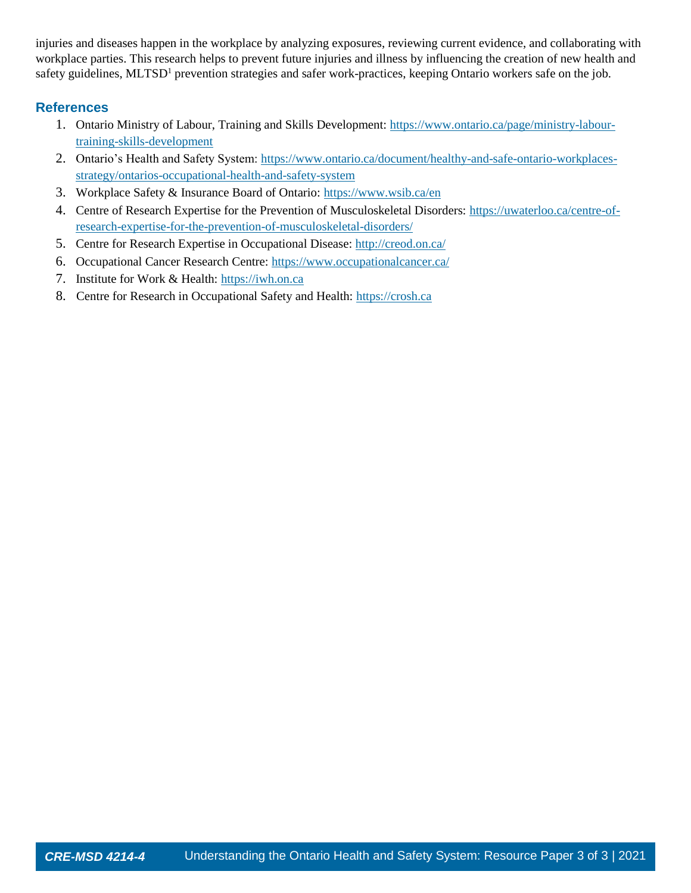injuries and diseases happen in the workplace by analyzing exposures, reviewing current evidence, and collaborating with workplace parties. This research helps to prevent future injuries and illness by influencing the creation of new health and safety guidelines, MLTSD[1] prevention strategies and safer work-practices, keeping Ontario workers safe on the job.

## References

1. Ontario Ministry of Labour, Training and Skills Development: https://www.ontario.ca/page/ministry-labour-training-skills-development
2. Ontario's Health and Safety System: https://www.ontario.ca/document/healthy-and-safe-ontario-workplaces-strategy/ontarios-occupational-health-and-safety-system
3. Workplace Safety & Insurance Board of Ontario: https://www.wsib.ca/en
4. Centre of Research Expertise for the Prevention of Musculoskeletal Disorders: https://uwaterloo.ca/centre-of-research-expertise-for-the-prevention-of-musculoskeletal-disorders/
5. Centre for Research Expertise in Occupational Disease: http://creod.on.ca/
6. Occupational Cancer Research Centre: https://www.occupationalcancer.ca/
7. Institute for Work & Health: https://iwh.on.ca
8. Centre for Research in Occupational Safety and Health: https://crosh.ca